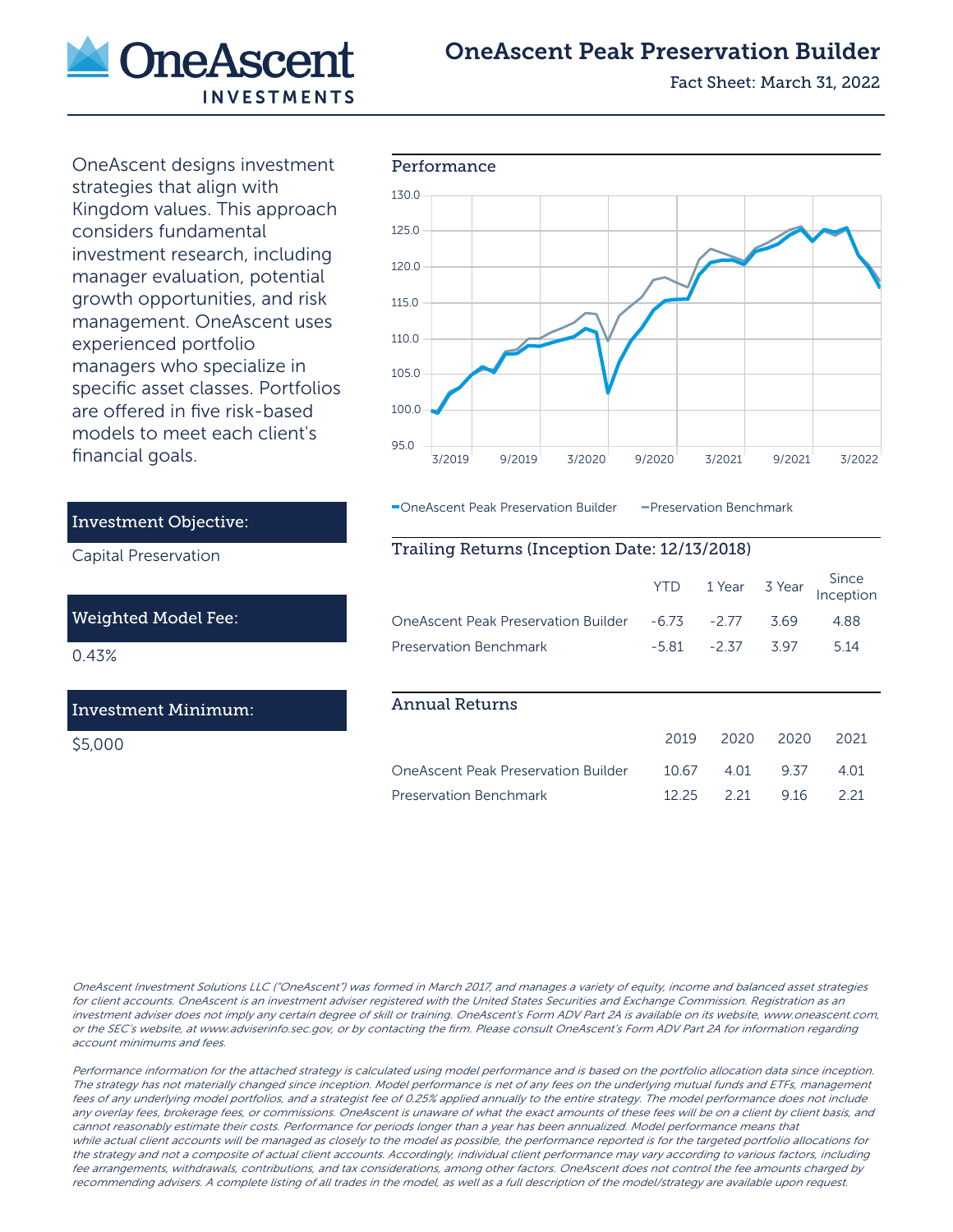# OneAscent Peak Preservation Builder

Fact Sheet: March 31, 2022

OneAscent designs investment strategies that align with Kingdom values. This approach considers fundamental investment research, including manager evaluation, potential growth opportunities, and risk management. OneAscent uses experienced portfolio managers who specialize in specific asset classes. Portfolios are offered in five risk-based models to meet each client's financial goals.

### Investment Objective:

Capital Preservation

### Weighted Model Fee:

0.43%

### Investment Minimum:

$5,000

## Performance

OneAscent Peak Preservation Builder — Preservation Benchmark

## Trailing Returns (Inception Date: 12/13/2018)

| | YTD | 1 Year | 3 Year | Since Inception |
|---|---|---|---|---|
| OneAscent Peak Preservation Builder | -6.73 | -2.77 | 3.69 | 4.88 |
| Preservation Benchmark | -5.81 | -2.37 | 3.97 | 5.14 |

## Annual Returns

| | 2019 | 2020 | 2020 | 2021 |
|---|---|---|---|---|
| OneAscent Peak Preservation Builder | 10.67 | 4.01 | 9.37 | 4.01 |
| Preservation Benchmark | 12.25 | 2.21 | 9.16 | 2.21 |

*OneAscent Investment Solutions LLC ("OneAscent") was formed in March 2017, and manages a variety of equity, income and balanced asset strategies for client accounts. OneAscent is an investment adviser registered with the United States Securities and Exchange Commission. Registration as an investment adviser does not imply any certain degree of skill or training. OneAscent's Form ADV Part 2A is available on its website, www.oneascent.com, or the SEC's website, at www.adviserinfo.sec.gov, or by contacting the firm. Please consult OneAscent's Form ADV Part 2A for information regarding account minimums and fees.*

*Performance information for the attached strategy is calculated using model performance and is based on the portfolio allocation data since inception. The strategy has not materially changed since inception. Model performance is net of any fees on the underlying mutual funds and ETFs, management fees of any underlying model portfolios, and a strategist fee of 0.25% applied annually to the entire strategy. The model performance does not include any overlay fees, brokerage fees, or commissions. OneAscent is unaware of what the exact amounts of these fees will be on a client by client basis, and cannot reasonably estimate their costs. Performance for periods longer than a year has been annualized. Model performance means that while actual client accounts will be managed as closely to the model as possible, the performance reported is for the targeted portfolio allocations for the strategy and not a composite of actual client accounts. Accordingly, individual client performance may vary according to various factors, including fee arrangements, withdrawals, contributions, and tax considerations, among other factors. OneAscent does not control the fee amounts charged by recommending advisers. A complete listing of all trades in the model, as well as a full description of the model/strategy are available upon request.*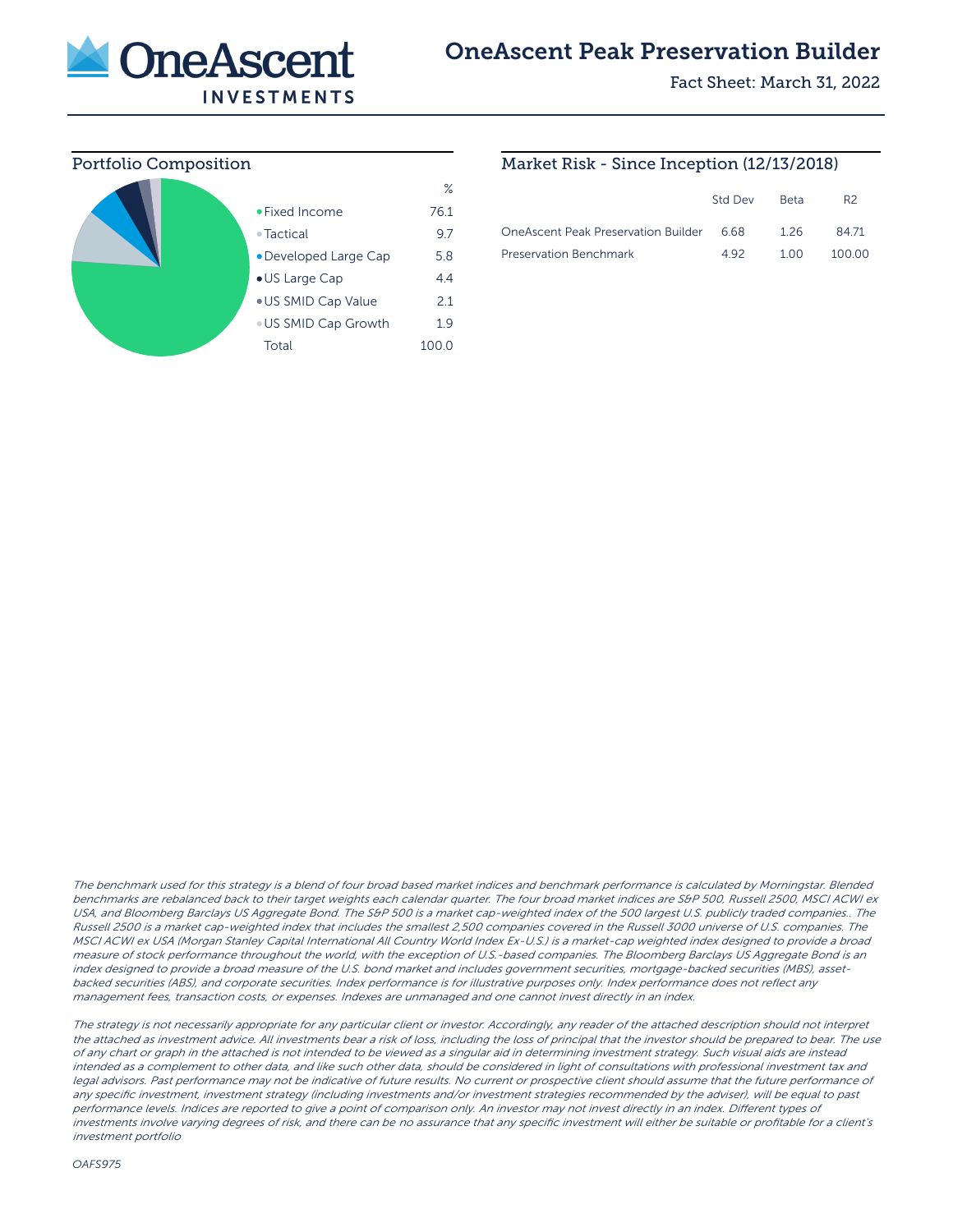# OneAscent Peak Preservation Builder

Fact Sheet: March 31, 2022

## Portfolio Composition

| | % |
|---|---|
| Fixed Income | 76.1 |
| Tactical | 9.7 |
| Developed Large Cap | 5.8 |
| US Large Cap | 4.4 |
| US SMID Cap Value | 2.1 |
| US SMID Cap Growth | 1.9 |
| Total | 100.0 |

## Market Risk - Since Inception (12/13/2018)

| | Std Dev | Beta | R2 |
|---|---|---|---|
| OneAscent Peak Preservation Builder | 6.68 | 1.26 | 84.71 |
| Preservation Benchmark | 4.92 | 1.00 | 100.00 |

*The benchmark used for this strategy is a blend of four broad based market indices and benchmark performance is calculated by Morningstar. Blended benchmarks are rebalanced back to their target weights each calendar quarter. The four broad market indices are S&P 500, Russell 2500, MSCI ACWI ex USA, and Bloomberg Barclays US Aggregate Bond. The S&P 500 is a market cap-weighted index of the 500 largest U.S. publicly traded companies.. The Russell 2500 is a market cap-weighted index that includes the smallest 2,500 companies covered in the Russell 3000 universe of U.S. companies. The MSCI ACWI ex USA (Morgan Stanley Capital International All Country World Index Ex-U.S.) is a market-cap weighted index designed to provide a broad measure of stock performance throughout the world, with the exception of U.S.-based companies. The Bloomberg Barclays US Aggregate Bond is an index designed to provide a broad measure of the U.S. bond market and includes government securities, mortgage-backed securities (MBS), asset-backed securities (ABS), and corporate securities. Index performance is for illustrative purposes only. Index performance does not reflect any management fees, transaction costs, or expenses. Indexes are unmanaged and one cannot invest directly in an index.*

*The strategy is not necessarily appropriate for any particular client or investor. Accordingly, any reader of the attached description should not interpret the attached as investment advice. All investments bear a risk of loss, including the loss of principal that the investor should be prepared to bear. The use of any chart or graph in the attached is not intended to be viewed as a singular aid in determining investment strategy. Such visual aids are instead intended as a complement to other data, and like such other data, should be considered in light of consultations with professional investment tax and legal advisors. Past performance may not be indicative of future results. No current or prospective client should assume that the future performance of any specific investment, investment strategy (including investments and/or investment strategies recommended by the adviser), will be equal to past performance levels. Indices are reported to give a point of comparison only. An investor may not invest directly in an index. Different types of investments involve varying degrees of risk, and there can be no assurance that any specific investment will either be suitable or profitable for a client's investment portfolio*

*OAFS975*